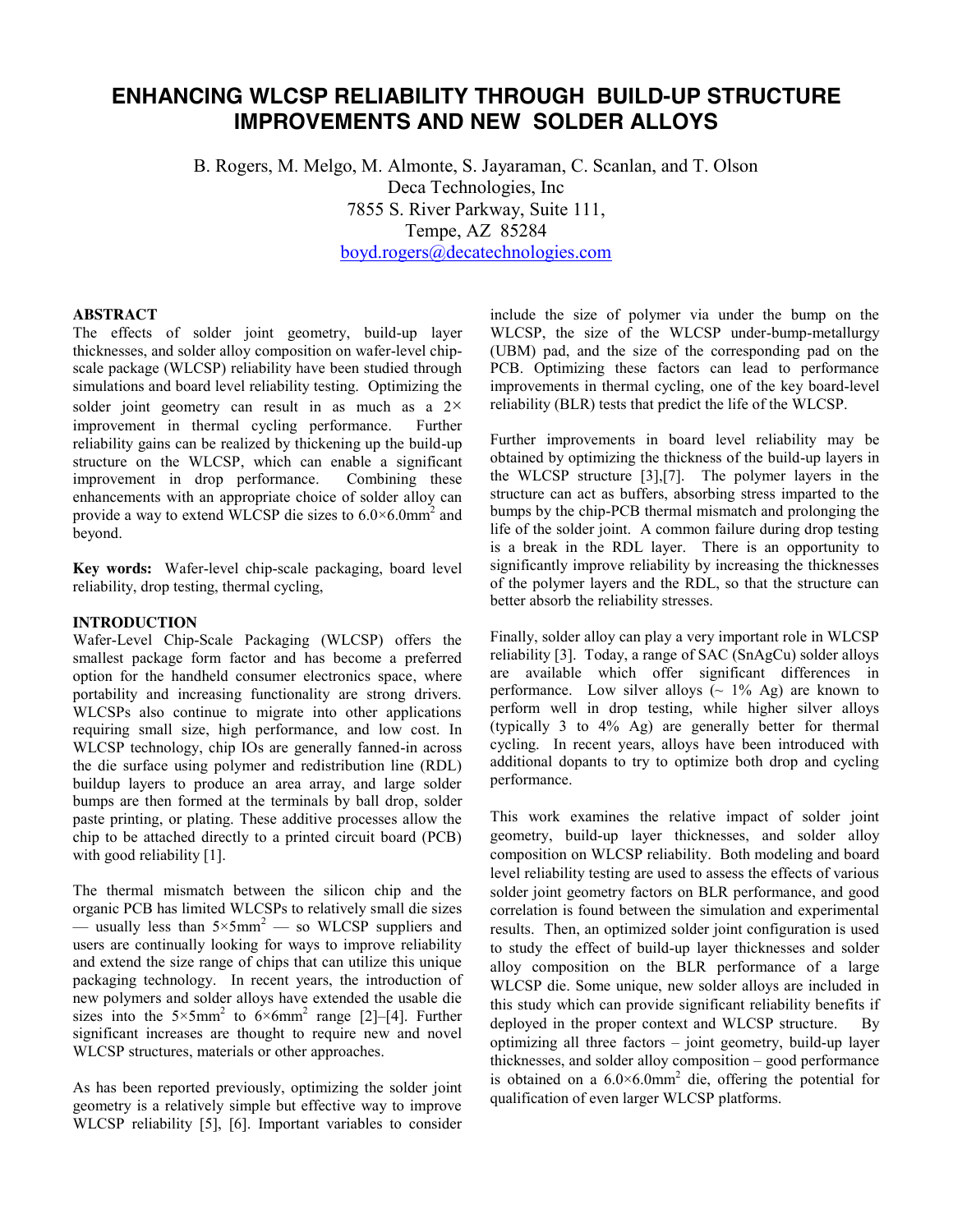# ENHANCING WLCSP RELIABILITY THROUGH BUILD-UP STRUCTURE IMPROVEMENTS AND NEW SOLDER ALLOYS

B. Rogers, M. Melgo, M. Almonte, S. Jayaraman, C. Scanlan, and T. Olson
Deca Technologies, Inc
7855 S. River Parkway, Suite 111,
Tempe, AZ 85284
boyd.rogers@decatechnologies.com

## ABSTRACT

The effects of solder joint geometry, build-up layer thicknesses, and solder alloy composition on wafer-level chip-scale package (WLCSP) reliability have been studied through simulations and board level reliability testing. Optimizing the solder joint geometry can result in as much as a 2× improvement in thermal cycling performance. Further reliability gains can be realized by thickening up the build-up structure on the WLCSP, which can enable a significant improvement in drop performance. Combining these enhancements with an appropriate choice of solder alloy can provide a way to extend WLCSP die sizes to $6.0\times6.0\text{mm}^2$ and beyond.

**Key words:** Wafer-level chip-scale packaging, board level reliability, drop testing, thermal cycling,

## INTRODUCTION

Wafer-Level Chip-Scale Packaging (WLCSP) offers the smallest package form factor and has become a preferred option for the handheld consumer electronics space, where portability and increasing functionality are strong drivers. WLCSPs also continue to migrate into other applications requiring small size, high performance, and low cost. In WLCSP technology, chip IOs are generally fanned-in across the die surface using polymer and redistribution line (RDL) buildup layers to produce an area array, and large solder bumps are then formed at the terminals by ball drop, solder paste printing, or plating. These additive processes allow the chip to be attached directly to a printed circuit board (PCB) with good reliability [1].

The thermal mismatch between the silicon chip and the organic PCB has limited WLCSPs to relatively small die sizes — usually less than $5\times5\text{mm}^2$ — so WLCSP suppliers and users are continually looking for ways to improve reliability and extend the size range of chips that can utilize this unique packaging technology. In recent years, the introduction of new polymers and solder alloys have extended the usable die sizes into the $5\times5\text{mm}^2$ to $6\times6\text{mm}^2$ range [2]–[4]. Further significant increases are thought to require new and novel WLCSP structures, materials or other approaches.

As has been reported previously, optimizing the solder joint geometry is a relatively simple but effective way to improve WLCSP reliability [5], [6]. Important variables to consider include the size of polymer via under the bump on the WLCSP, the size of the WLCSP under-bump-metallurgy (UBM) pad, and the size of the corresponding pad on the PCB. Optimizing these factors can lead to performance improvements in thermal cycling, one of the key board-level reliability (BLR) tests that predict the life of the WLCSP.

Further improvements in board level reliability may be obtained by optimizing the thickness of the build-up layers in the WLCSP structure [3],[7]. The polymer layers in the structure can act as buffers, absorbing stress imparted to the bumps by the chip-PCB thermal mismatch and prolonging the life of the solder joint. A common failure during drop testing is a break in the RDL layer. There is an opportunity to significantly improve reliability by increasing the thicknesses of the polymer layers and the RDL, so that the structure can better absorb the reliability stresses.

Finally, solder alloy can play a very important role in WLCSP reliability [3]. Today, a range of SAC (SnAgCu) solder alloys are available which offer significant differences in performance. Low silver alloys (~ 1% Ag) are known to perform well in drop testing, while higher silver alloys (typically 3 to 4% Ag) are generally better for thermal cycling. In recent years, alloys have been introduced with additional dopants to try to optimize both drop and cycling performance.

This work examines the relative impact of solder joint geometry, build-up layer thicknesses, and solder alloy composition on WLCSP reliability. Both modeling and board level reliability testing are used to assess the effects of various solder joint geometry factors on BLR performance, and good correlation is found between the simulation and experimental results. Then, an optimized solder joint configuration is used to study the effect of build-up layer thicknesses and solder alloy composition on the BLR performance of a large WLCSP die. Some unique, new solder alloys are included in this study which can provide significant reliability benefits if deployed in the proper context and WLCSP structure. By optimizing all three factors – joint geometry, build-up layer thicknesses, and solder alloy composition – good performance is obtained on a $6.0\times6.0\text{mm}^2$ die, offering the potential for qualification of even larger WLCSP platforms.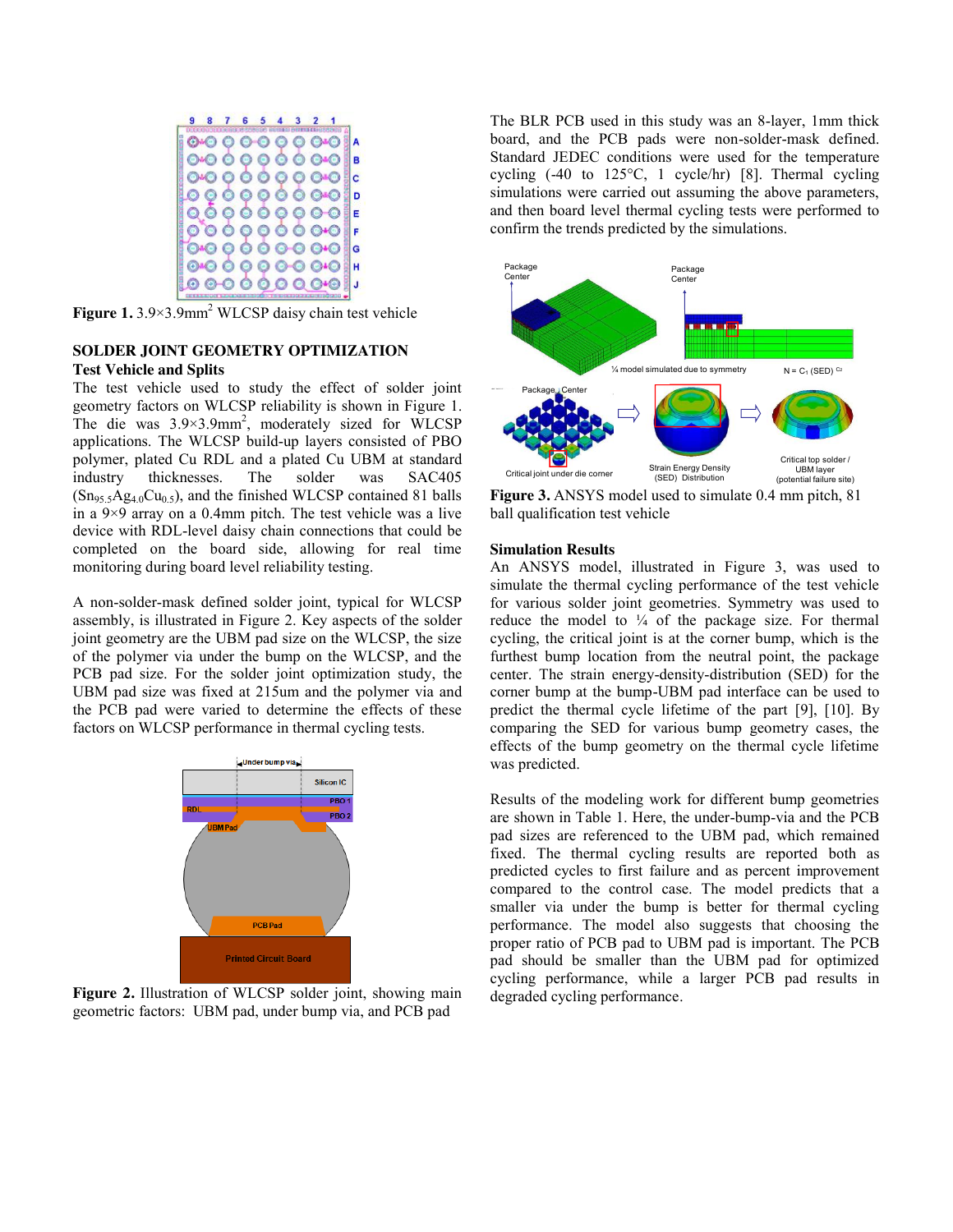**Figure 1.** 3.9×3.9mm$^2$ WLCSP daisy chain test vehicle

## SOLDER JOINT GEOMETRY OPTIMIZATION

### Test Vehicle and Splits

The test vehicle used to study the effect of solder joint geometry factors on WLCSP reliability is shown in Figure 1. The die was 3.9×3.9mm$^2$, moderately sized for WLCSP applications. The WLCSP build-up layers consisted of PBO polymer, plated Cu RDL and a plated Cu UBM at standard industry thicknesses. The solder was SAC405 ($Sn_{95.5}Ag_{4.0}Cu_{0.5}$), and the finished WLCSP contained 81 balls in a 9×9 array on a 0.4mm pitch. The test vehicle was a live device with RDL-level daisy chain connections that could be completed on the board side, allowing for real time monitoring during board level reliability testing.

A non-solder-mask defined solder joint, typical for WLCSP assembly, is illustrated in Figure 2. Key aspects of the solder joint geometry are the UBM pad size on the WLCSP, the size of the polymer via under the bump on the WLCSP, and the PCB pad size. For the solder joint optimization study, the UBM pad size was fixed at 215um and the polymer via and the PCB pad were varied to determine the effects of these factors on WLCSP performance in thermal cycling tests.

**Figure 2.** Illustration of WLCSP solder joint, showing main geometric factors: UBM pad, under bump via, and PCB pad

The BLR PCB used in this study was an 8-layer, 1mm thick board, and the PCB pads were non-solder-mask defined. Standard JEDEC conditions were used for the temperature cycling (-40 to 125°C, 1 cycle/hr) [8]. Thermal cycling simulations were carried out assuming the above parameters, and then board level thermal cycling tests were performed to confirm the trends predicted by the simulations.

**Figure 3.** ANSYS model used to simulate 0.4 mm pitch, 81 ball qualification test vehicle

### Simulation Results

An ANSYS model, illustrated in Figure 3, was used to simulate the thermal cycling performance of the test vehicle for various solder joint geometries. Symmetry was used to reduce the model to ¼ of the package size. For thermal cycling, the critical joint is at the corner bump, which is the furthest bump location from the neutral point, the package center. The strain energy-density-distribution (SED) for the corner bump at the bump-UBM pad interface can be used to predict the thermal cycle lifetime of the part [9], [10]. By comparing the SED for various bump geometry cases, the effects of the bump geometry on the thermal cycle lifetime was predicted.

Results of the modeling work for different bump geometries are shown in Table 1. Here, the under-bump-via and the PCB pad sizes are referenced to the UBM pad, which remained fixed. The thermal cycling results are reported both as predicted cycles to first failure and as percent improvement compared to the control case. The model predicts that a smaller via under the bump is better for thermal cycling performance. The model also suggests that choosing the proper ratio of PCB pad to UBM pad is important. The PCB pad should be smaller than the UBM pad for optimized cycling performance, while a larger PCB pad results in degraded cycling performance.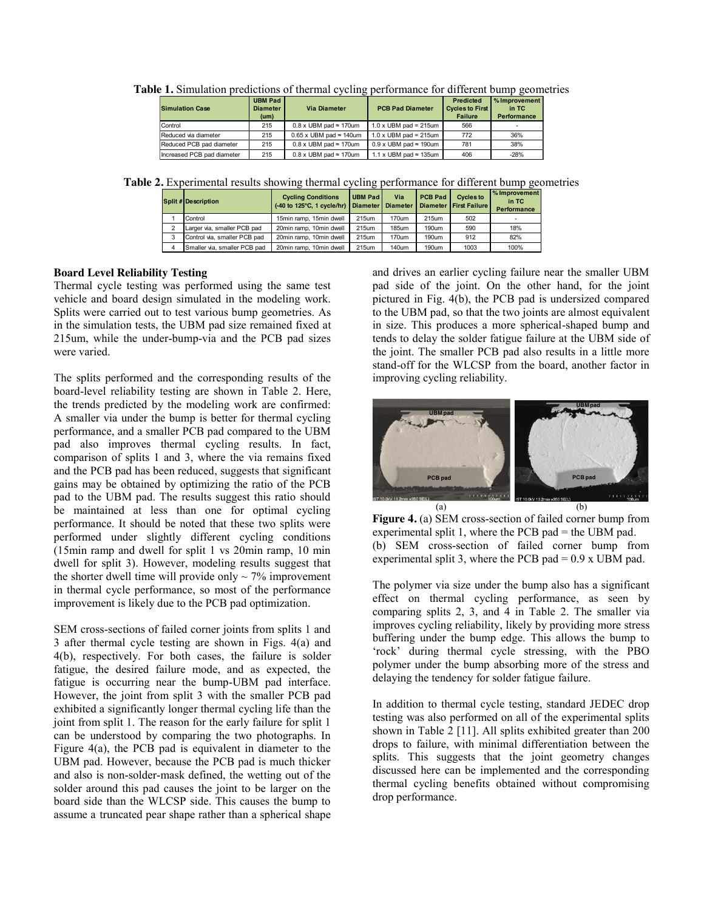**Table 1.** Simulation predictions of thermal cycling performance for different bump geometries

| Simulation Case | UBM Pad Diameter (um) | Via Diameter | PCB Pad Diameter | Predicted Cycles to First Failure | % Improvement in TC Performance |
|---|---|---|---|---|---|
| Control | 215 | 0.8 x UBM pad ≈ 170um | 1.0 x UBM pad = 215um | 566 | - |
| Reduced via diameter | 215 | 0.65 x UBM pad ≈ 140um | 1.0 x UBM pad = 215um | 772 | 36% |
| Reduced PCB pad diameter | 215 | 0.8 x UBM pad ≈ 170um | 0.9 x UBM pad ≈ 190um | 781 | 38% |
| Increased PCB pad diameter | 215 | 0.8 x UBM pad ≈ 170um | 1.1 x UBM pad ≈ 135um | 406 | -28% |

**Table 2.** Experimental results showing thermal cycling performance for different bump geometries

| Split # | Description | Cycling Conditions (-40 to 125°C, 1 cycle/hr) | UBM Pad Diameter | Via Diameter | PCB Pad Diameter | Cycles to First Failure | % Improvement in TC Performance |
|---|---|---|---|---|---|---|---|
| 1 | Control | 15min ramp, 15min dwell | 215um | 170um | 215um | 502 | - |
| 2 | Larger via, smaller PCB pad | 20min ramp, 10min dwell | 215um | 185um | 190um | 590 | 18% |
| 3 | Control via, smaller PCB pad | 20min ramp, 10min dwell | 215um | 170um | 190um | 912 | 82% |
| 4 | Smaller via, smaller PCB pad | 20min ramp, 10min dwell | 215um | 140um | 190um | 1003 | 100% |

**Board Level Reliability Testing**

Thermal cycle testing was performed using the same test vehicle and board design simulated in the modeling work. Splits were carried out to test various bump geometries. As in the simulation tests, the UBM pad size remained fixed at 215um, while the under-bump-via and the PCB pad sizes were varied.

The splits performed and the corresponding results of the board-level reliability testing are shown in Table 2. Here, the trends predicted by the modeling work are confirmed: A smaller via under the bump is better for thermal cycling performance, and a smaller PCB pad compared to the UBM pad also improves thermal cycling results. In fact, comparison of splits 1 and 3, where the via remains fixed and the PCB pad has been reduced, suggests that significant gains may be obtained by optimizing the ratio of the PCB pad to the UBM pad. The results suggest this ratio should be maintained at less than one for optimal cycling performance. It should be noted that these two splits were performed under slightly different cycling conditions (15min ramp and dwell for split 1 vs 20min ramp, 10 min dwell for split 3). However, modeling results suggest that the shorter dwell time will provide only ~ 7% improvement in thermal cycle performance, so most of the performance improvement is likely due to the PCB pad optimization.

SEM cross-sections of failed corner joints from splits 1 and 3 after thermal cycle testing are shown in Figs. 4(a) and 4(b), respectively. For both cases, the failure is solder fatigue, the desired failure mode, and as expected, the fatigue is occurring near the bump-UBM pad interface. However, the joint from split 3 with the smaller PCB pad exhibited a significantly longer thermal cycling life than the joint from split 1. The reason for the early failure for split 1 can be understood by comparing the two photographs. In Figure 4(a), the PCB pad is equivalent in diameter to the UBM pad. However, because the PCB pad is much thicker and also is non-solder-mask defined, the wetting out of the solder around this pad causes the joint to be larger on the board side than the WLCSP side. This causes the bump to assume a truncated pear shape rather than a spherical shape and drives an earlier cycling failure near the smaller UBM pad side of the joint. On the other hand, for the joint pictured in Fig. 4(b), the PCB pad is undersized compared to the UBM pad, so that the two joints are almost equivalent in size. This produces a more spherical-shaped bump and tends to delay the solder fatigue failure at the UBM side of the joint. The smaller PCB pad also results in a little more stand-off for the WLCSP from the board, another factor in improving cycling reliability.

(a) (b)

**Figure 4.** (a) SEM cross-section of failed corner bump from experimental split 1, where the PCB pad = the UBM pad. (b) SEM cross-section of failed corner bump from experimental split 3, where the PCB pad = 0.9 x UBM pad.

The polymer via size under the bump also has a significant effect on thermal cycling performance, as seen by comparing splits 2, 3, and 4 in Table 2. The smaller via improves cycling reliability, likely by providing more stress buffering under the bump edge. This allows the bump to 'rock' during thermal cycle stressing, with the PBO polymer under the bump absorbing more of the stress and delaying the tendency for solder fatigue failure.

In addition to thermal cycle testing, standard JEDEC drop testing was also performed on all of the experimental splits shown in Table 2 [11]. All splits exhibited greater than 200 drops to failure, with minimal differentiation between the splits. This suggests that the joint geometry changes discussed here can be implemented and the corresponding thermal cycling benefits obtained without compromising drop performance.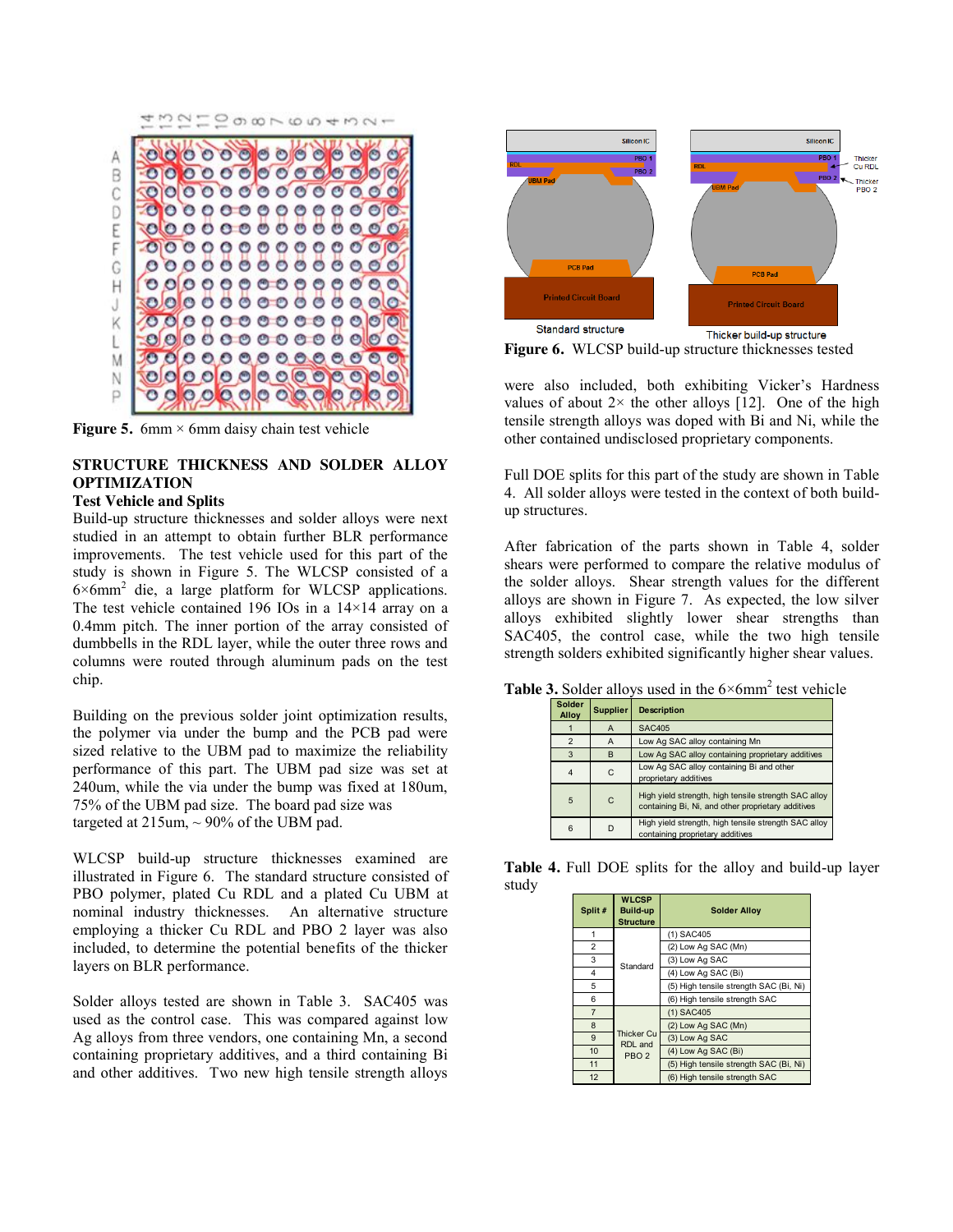Figure 5. 6mm × 6mm daisy chain test vehicle

## STRUCTURE THICKNESS AND SOLDER ALLOY OPTIMIZATION

### Test Vehicle and Splits

Build-up structure thicknesses and solder alloys were next studied in an attempt to obtain further BLR performance improvements. The test vehicle used for this part of the study is shown in Figure 5. The WLCSP consisted of a 6×6mm$^2$ die, a large platform for WLCSP applications. The test vehicle contained 196 IOs in a 14×14 array on a 0.4mm pitch. The inner portion of the array consisted of dumbbells in the RDL layer, while the outer three rows and columns were routed through aluminum pads on the test chip.

Building on the previous solder joint optimization results, the polymer via under the bump and the PCB pad were sized relative to the UBM pad to maximize the reliability performance of this part. The UBM pad size was set at 240um, while the via under the bump was fixed at 180um, 75% of the UBM pad size. The board pad size was targeted at 215um, ~ 90% of the UBM pad.

WLCSP build-up structure thicknesses examined are illustrated in Figure 6. The standard structure consisted of PBO polymer, plated Cu RDL and a plated Cu UBM at nominal industry thicknesses. An alternative structure employing a thicker Cu RDL and PBO 2 layer was also included, to determine the potential benefits of the thicker layers on BLR performance.

Solder alloys tested are shown in Table 3. SAC405 was used as the control case. This was compared against low Ag alloys from three vendors, one containing Mn, a second containing proprietary additives, and a third containing Bi and other additives. Two new high tensile strength alloys were also included, both exhibiting Vicker's Hardness values of about 2× the other alloys [12]. One of the high tensile strength alloys was doped with Bi and Ni, while the other contained undisclosed proprietary components.

Figure 6. WLCSP build-up structure thicknesses tested

Full DOE splits for this part of the study are shown in Table 4. All solder alloys were tested in the context of both build-up structures.

After fabrication of the parts shown in Table 4, solder shears were performed to compare the relative modulus of the solder alloys. Shear strength values for the different alloys are shown in Figure 7. As expected, the low silver alloys exhibited slightly lower shear strengths than SAC405, the control case, while the two high tensile strength solders exhibited significantly higher shear values.

**Table 3.** Solder alloys used in the 6×6mm$^2$ test vehicle

| Solder Alloy | Supplier | Description |
|---|---|---|
| 1 | A | SAC405 |
| 2 | A | Low Ag SAC alloy containing Mn |
| 3 | B | Low Ag SAC alloy containing proprietary additives |
| 4 | C | Low Ag SAC alloy containing Bi and other proprietary additives |
| 5 | C | High yield strength, high tensile strength SAC alloy containing Bi, Ni, and other proprietary additives |
| 6 | D | High yield strength, high tensile strength SAC alloy containing proprietary additives |

**Table 4.** Full DOE splits for the alloy and build-up layer study

| Split # | WLCSP Build-up Structure | Solder Alloy |
|---|---|---|
| 1 | Standard | (1) SAC405 |
| 2 | | (2) Low Ag SAC (Mn) |
| 3 | | (3) Low Ag SAC |
| 4 | | (4) Low Ag SAC (Bi) |
| 5 | | (5) High tensile strength SAC (Bi, Ni) |
| 6 | | (6) High tensile strength SAC |
| 7 | Thicker Cu RDL and PBO 2 | (1) SAC405 |
| 8 | | (2) Low Ag SAC (Mn) |
| 9 | | (3) Low Ag SAC |
| 10 | | (4) Low Ag SAC (Bi) |
| 11 | | (5) High tensile strength SAC (Bi, Ni) |
| 12 | | (6) High tensile strength SAC |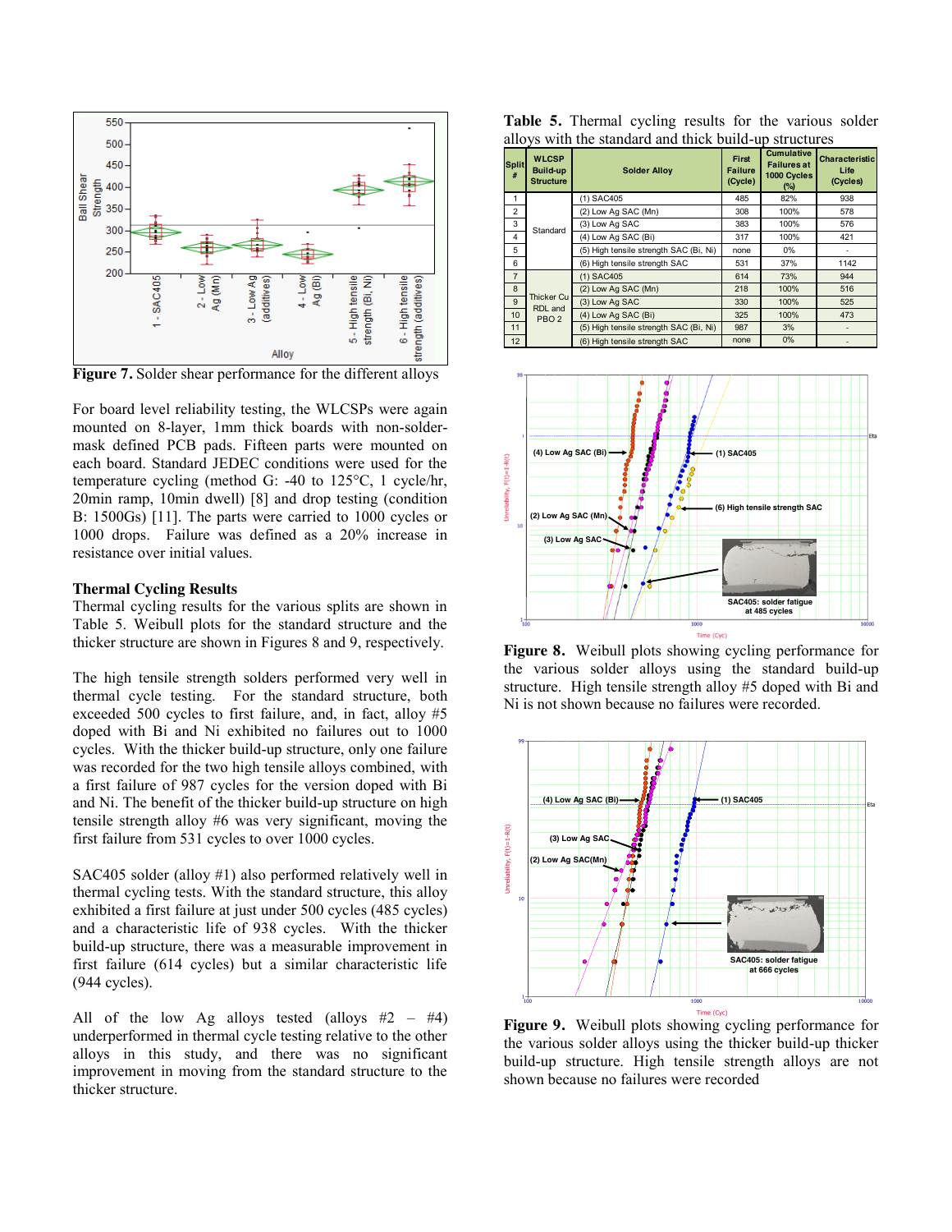Figure 7. Solder shear performance for the different alloys

For board level reliability testing, the WLCSPs were again mounted on 8-layer, 1mm thick boards with non-solder-mask defined PCB pads. Fifteen parts were mounted on each board. Standard JEDEC conditions were used for the temperature cycling (method G: -40 to 125°C, 1 cycle/hr, 20min ramp, 10min dwell) [8] and drop testing (condition B: 1500Gs) [11]. The parts were carried to 1000 cycles or 1000 drops. Failure was defined as a 20% increase in resistance over initial values.

### Thermal Cycling Results

Thermal cycling results for the various splits are shown in Table 5. Weibull plots for the standard structure and the thicker structure are shown in Figures 8 and 9, respectively.

The high tensile strength solders performed very well in thermal cycle testing. For the standard structure, both exceeded 500 cycles to first failure, and, in fact, alloy #5 doped with Bi and Ni exhibited no failures out to 1000 cycles. With the thicker build-up structure, only one failure was recorded for the two high tensile alloys combined, with a first failure of 987 cycles for the version doped with Bi and Ni. The benefit of the thicker build-up structure on high tensile strength alloy #6 was very significant, moving the first failure from 531 cycles to over 1000 cycles.

SAC405 solder (alloy #1) also performed relatively well in thermal cycling tests. With the standard structure, this alloy exhibited a first failure at just under 500 cycles (485 cycles) and a characteristic life of 938 cycles. With the thicker build-up structure, there was a measurable improvement in first failure (614 cycles) but a similar characteristic life (944 cycles).

All of the low Ag alloys tested (alloys #2 – #4) underperformed in thermal cycle testing relative to the other alloys in this study, and there was no significant improvement in moving from the standard structure to the thicker structure.

**Table 5.** Thermal cycling results for the various solder alloys with the standard and thick build-up structures

| Split # | WLCSP Build-up Structure | Solder Alloy | First Failure (Cycle) | Cumulative Failures at 1000 Cycles (%) | Characteristic Life (Cycles) |
|---|---|---|---|---|---|
| 1 | Standard | (1) SAC405 | 485 | 82% | 938 |
| 2 | | (2) Low Ag SAC (Mn) | 308 | 100% | 578 |
| 3 | | (3) Low Ag SAC | 383 | 100% | 576 |
| 4 | | (4) Low Ag SAC (Bi) | 317 | 100% | 421 |
| 5 | | (5) High tensile strength SAC (Bi, Ni) | none | 0% | - |
| 6 | | (6) High tensile strength SAC | 531 | 37% | 1142 |
| 7 | Thicker Cu RDL and PBO 2 | (1) SAC405 | 614 | 73% | 944 |
| 8 | | (2) Low Ag SAC (Mn) | 218 | 100% | 516 |
| 9 | | (3) Low Ag SAC | 330 | 100% | 525 |
| 10 | | (4) Low Ag SAC (Bi) | 325 | 100% | 473 |
| 11 | | (5) High tensile strength SAC (Bi, Ni) | 987 | 3% | - |
| 12 | | (6) High tensile strength SAC | none | 0% | - |

**Figure 8.** Weibull plots showing cycling performance for the various solder alloys using the standard build-up structure. High tensile strength alloy #5 doped with Bi and Ni is not shown because no failures were recorded.

**Figure 9.** Weibull plots showing cycling performance for the various solder alloys using the thicker build-up thicker build-up structure. High tensile strength alloys are not shown because no failures were recorded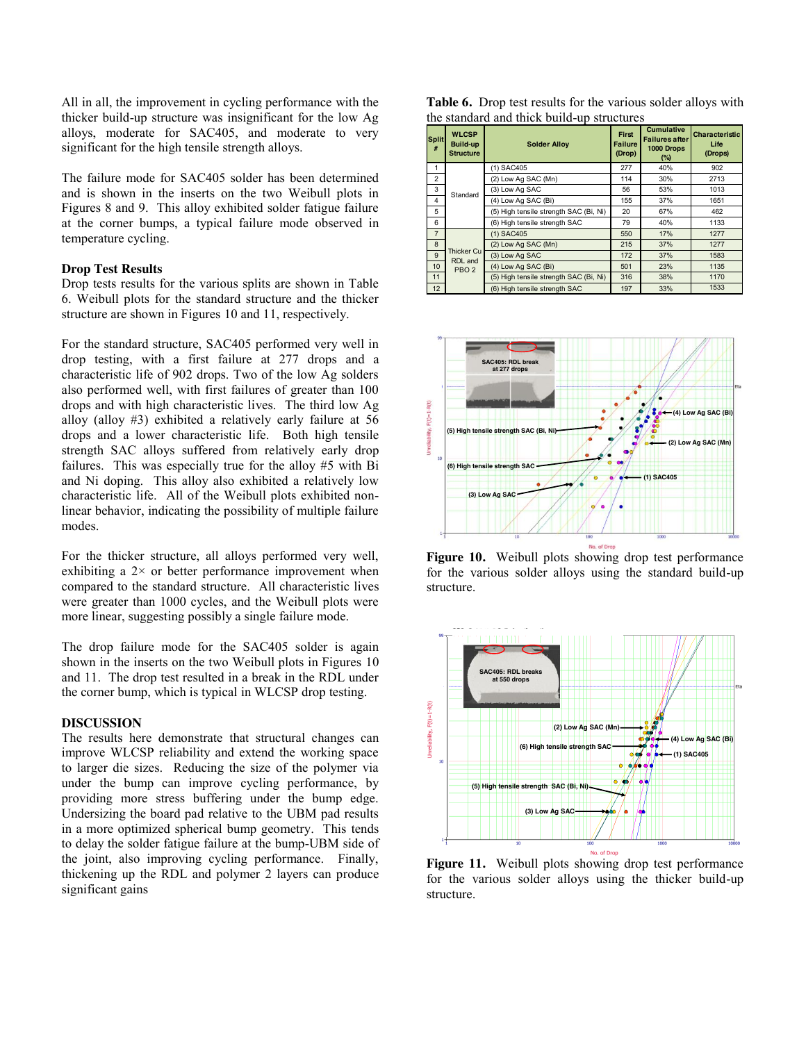All in all, the improvement in cycling performance with the thicker build-up structure was insignificant for the low Ag alloys, moderate for SAC405, and moderate to very significant for the high tensile strength alloys.

The failure mode for SAC405 solder has been determined and is shown in the inserts on the two Weibull plots in Figures 8 and 9. This alloy exhibited solder fatigue failure at the corner bumps, a typical failure mode observed in temperature cycling.

### Drop Test Results

Drop tests results for the various splits are shown in Table 6. Weibull plots for the standard structure and the thicker structure are shown in Figures 10 and 11, respectively.

For the standard structure, SAC405 performed very well in drop testing, with a first failure at 277 drops and a characteristic life of 902 drops. Two of the low Ag solders also performed well, with first failures of greater than 100 drops and with high characteristic lives. The third low Ag alloy (alloy #3) exhibited a relatively early failure at 56 drops and a lower characteristic life. Both high tensile strength SAC alloys suffered from relatively early drop failures. This was especially true for the alloy #5 with Bi and Ni doping. This alloy also exhibited a relatively low characteristic life. All of the Weibull plots exhibited non-linear behavior, indicating the possibility of multiple failure modes.

For the thicker structure, all alloys performed very well, exhibiting a 2× or better performance improvement when compared to the standard structure. All characteristic lives were greater than 1000 cycles, and the Weibull plots were more linear, suggesting possibly a single failure mode.

The drop failure mode for the SAC405 solder is again shown in the inserts on the two Weibull plots in Figures 10 and 11. The drop test resulted in a break in the RDL under the corner bump, which is typical in WLCSP drop testing.

### DISCUSSION

The results here demonstrate that structural changes can improve WLCSP reliability and extend the working space to larger die sizes. Reducing the size of the polymer via under the bump can improve cycling performance, by providing more stress buffering under the bump edge. Undersizing the board pad relative to the UBM pad results in a more optimized spherical bump geometry. This tends to delay the solder fatigue failure at the bump-UBM side of the joint, also improving cycling performance. Finally, thickening up the RDL and polymer 2 layers can produce significant gains

**Table 6.** Drop test results for the various solder alloys with the standard and thick build-up structures

| Split # | WLCSP Build-up Structure | Solder Alloy | First Failure (Drop) | Cumulative Failures after 1000 Drops (%) | Characteristic Life (Drops) |
|---|---|---|---|---|---|
| 1 | Standard | (1) SAC405 | 277 | 40% | 902 |
| 2 | | (2) Low Ag SAC (Mn) | 114 | 30% | 2713 |
| 3 | | (3) Low Ag SAC | 56 | 53% | 1013 |
| 4 | | (4) Low Ag SAC (Bi) | 155 | 37% | 1651 |
| 5 | | (5) High tensile strength SAC (Bi, Ni) | 20 | 67% | 462 |
| 6 | | (6) High tensile strength SAC | 79 | 40% | 1133 |
| 7 | Thicker Cu RDL and PBO 2 | (1) SAC405 | 550 | 17% | 1277 |
| 8 | | (2) Low Ag SAC (Mn) | 215 | 37% | 1277 |
| 9 | | (3) Low Ag SAC | 172 | 37% | 1583 |
| 10 | | (4) Low Ag SAC (Bi) | 501 | 23% | 1135 |
| 11 | | (5) High tensile strength SAC (Bi, Ni) | 316 | 38% | 1170 |
| 12 | | (6) High tensile strength SAC | 197 | 33% | 1533 |

**Figure 10.** Weibull plots showing drop test performance for the various solder alloys using the standard build-up structure.

**Figure 11.** Weibull plots showing drop test performance for the various solder alloys using the thicker build-up structure.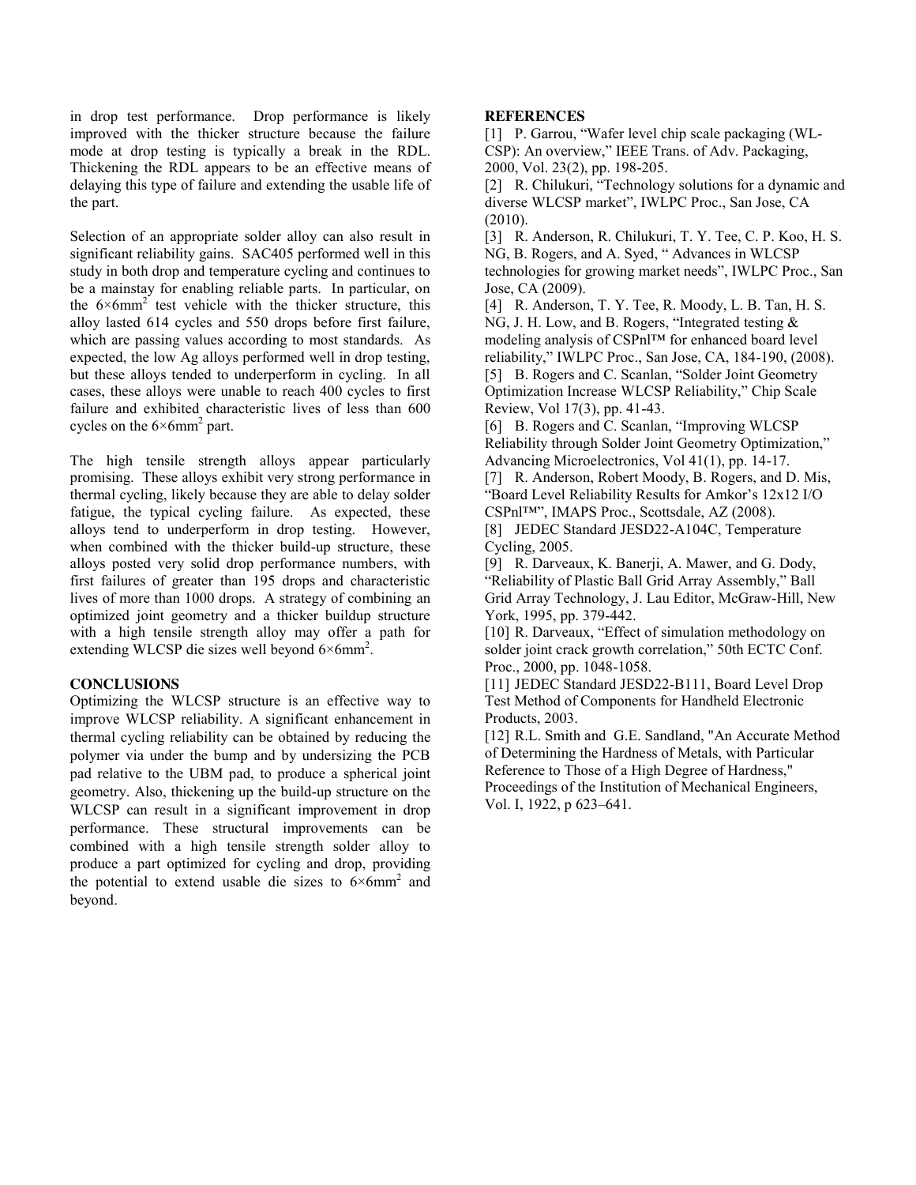in drop test performance. Drop performance is likely improved with the thicker structure because the failure mode at drop testing is typically a break in the RDL. Thickening the RDL appears to be an effective means of delaying this type of failure and extending the usable life of the part.

Selection of an appropriate solder alloy can also result in significant reliability gains. SAC405 performed well in this study in both drop and temperature cycling and continues to be a mainstay for enabling reliable parts. In particular, on the $6\times6mm^2$ test vehicle with the thicker structure, this alloy lasted 614 cycles and 550 drops before first failure, which are passing values according to most standards. As expected, the low Ag alloys performed well in drop testing, but these alloys tended to underperform in cycling. In all cases, these alloys were unable to reach 400 cycles to first failure and exhibited characteristic lives of less than 600 cycles on the $6\times6mm^2$ part.

The high tensile strength alloys appear particularly promising. These alloys exhibit very strong performance in thermal cycling, likely because they are able to delay solder fatigue, the typical cycling failure. As expected, these alloys tend to underperform in drop testing. However, when combined with the thicker build-up structure, these alloys posted very solid drop performance numbers, with first failures of greater than 195 drops and characteristic lives of more than 1000 drops. A strategy of combining an optimized joint geometry and a thicker buildup structure with a high tensile strength alloy may offer a path for extending WLCSP die sizes well beyond $6\times6mm^2$.

## CONCLUSIONS

Optimizing the WLCSP structure is an effective way to improve WLCSP reliability. A significant enhancement in thermal cycling reliability can be obtained by reducing the polymer via under the bump and by undersizing the PCB pad relative to the UBM pad, to produce a spherical joint geometry. Also, thickening up the build-up structure on the WLCSP can result in a significant improvement in drop performance. These structural improvements can be combined with a high tensile strength solder alloy to produce a part optimized for cycling and drop, providing the potential to extend usable die sizes to $6\times6mm^2$ and beyond.

## REFERENCES

[1] P. Garrou, "Wafer level chip scale packaging (WL-CSP): An overview," IEEE Trans. of Adv. Packaging, 2000, Vol. 23(2), pp. 198-205.

[2] R. Chilukuri, "Technology solutions for a dynamic and diverse WLCSP market", IWLPC Proc., San Jose, CA (2010).

[3] R. Anderson, R. Chilukuri, T. Y. Tee, C. P. Koo, H. S. NG, B. Rogers, and A. Syed, " Advances in WLCSP technologies for growing market needs", IWLPC Proc., San Jose, CA (2009).

[4] R. Anderson, T. Y. Tee, R. Moody, L. B. Tan, H. S. NG, J. H. Low, and B. Rogers, "Integrated testing & modeling analysis of CSPnl™ for enhanced board level reliability," IWLPC Proc., San Jose, CA, 184-190, (2008).

[5] B. Rogers and C. Scanlan, "Solder Joint Geometry Optimization Increase WLCSP Reliability," Chip Scale Review, Vol 17(3), pp. 41-43.

[6] B. Rogers and C. Scanlan, "Improving WLCSP Reliability through Solder Joint Geometry Optimization," Advancing Microelectronics, Vol 41(1), pp. 14-17.

[7] R. Anderson, Robert Moody, B. Rogers, and D. Mis, "Board Level Reliability Results for Amkor's 12x12 I/O CSPnl™", IMAPS Proc., Scottsdale, AZ (2008).

[8] JEDEC Standard JESD22-A104C, Temperature Cycling, 2005.

[9] R. Darveaux, K. Banerji, A. Mawer, and G. Dody, "Reliability of Plastic Ball Grid Array Assembly," Ball Grid Array Technology, J. Lau Editor, McGraw-Hill, New York, 1995, pp. 379-442.

[10] R. Darveaux, "Effect of simulation methodology on solder joint crack growth correlation," 50th ECTC Conf. Proc., 2000, pp. 1048-1058.

[11] JEDEC Standard JESD22-B111, Board Level Drop Test Method of Components for Handheld Electronic Products, 2003.

[12] R.L. Smith and G.E. Sandland, "An Accurate Method of Determining the Hardness of Metals, with Particular Reference to Those of a High Degree of Hardness," Proceedings of the Institution of Mechanical Engineers, Vol. I, 1922, p 623–641.